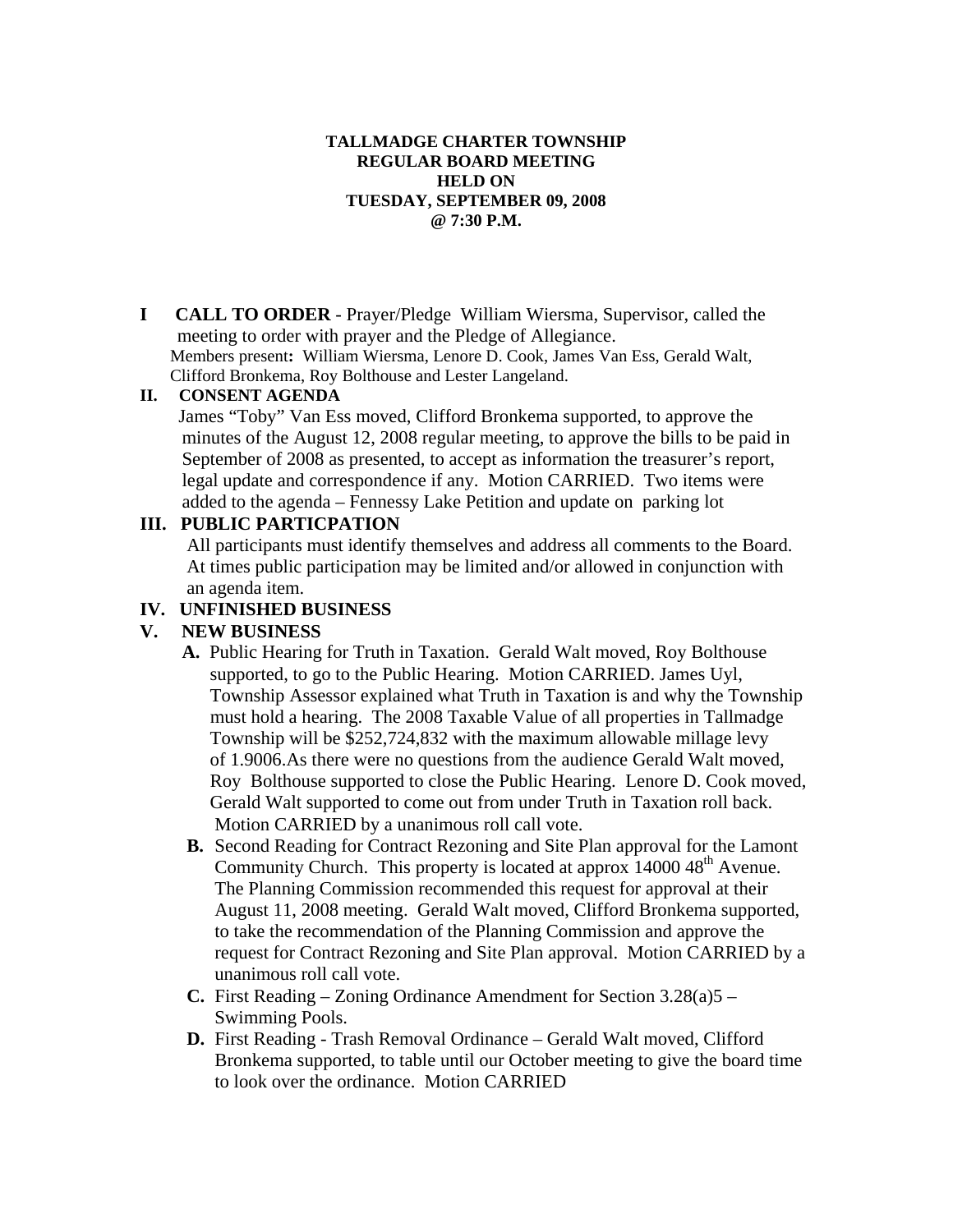**TALLMADGE CHARTER TOWNSHIP**
**REGULAR BOARD MEETING**
**HELD ON**
**TUESDAY, SEPTEMBER 09, 2008**
**@ 7:30 P.M.**

**I CALL TO ORDER** - Prayer/Pledge William Wiersma, Supervisor, called the meeting to order with prayer and the Pledge of Allegiance.
Members present**:** William Wiersma, Lenore D. Cook, James Van Ess, Gerald Walt, Clifford Bronkema, Roy Bolthouse and Lester Langeland.

**II. CONSENT AGENDA**
James "Toby" Van Ess moved, Clifford Bronkema supported, to approve the minutes of the August 12, 2008 regular meeting, to approve the bills to be paid in September of 2008 as presented, to accept as information the treasurer's report, legal update and correspondence if any. Motion CARRIED. Two items were added to the agenda – Fennessy Lake Petition and update on parking lot

**III. PUBLIC PARTICPATION**
All participants must identify themselves and address all comments to the Board. At times public participation may be limited and/or allowed in conjunction with an agenda item.

**IV. UNFINISHED BUSINESS**

**V. NEW BUSINESS**

**A.** Public Hearing for Truth in Taxation. Gerald Walt moved, Roy Bolthouse supported, to go to the Public Hearing. Motion CARRIED. James Uyl, Township Assessor explained what Truth in Taxation is and why the Township must hold a hearing. The 2008 Taxable Value of all properties in Tallmadge Township will be $252,724,832 with the maximum allowable millage levy of 1.9006.As there were no questions from the audience Gerald Walt moved, Roy Bolthouse supported to close the Public Hearing. Lenore D. Cook moved, Gerald Walt supported to come out from under Truth in Taxation roll back. Motion CARRIED by a unanimous roll call vote.

**B.** Second Reading for Contract Rezoning and Site Plan approval for the Lamont Community Church. This property is located at approx 14000 48th Avenue. The Planning Commission recommended this request for approval at their August 11, 2008 meeting. Gerald Walt moved, Clifford Bronkema supported, to take the recommendation of the Planning Commission and approve the request for Contract Rezoning and Site Plan approval. Motion CARRIED by a unanimous roll call vote.

**C.** First Reading – Zoning Ordinance Amendment for Section 3.28(a)5 – Swimming Pools.

**D.** First Reading - Trash Removal Ordinance – Gerald Walt moved, Clifford Bronkema supported, to table until our October meeting to give the board time to look over the ordinance. Motion CARRIED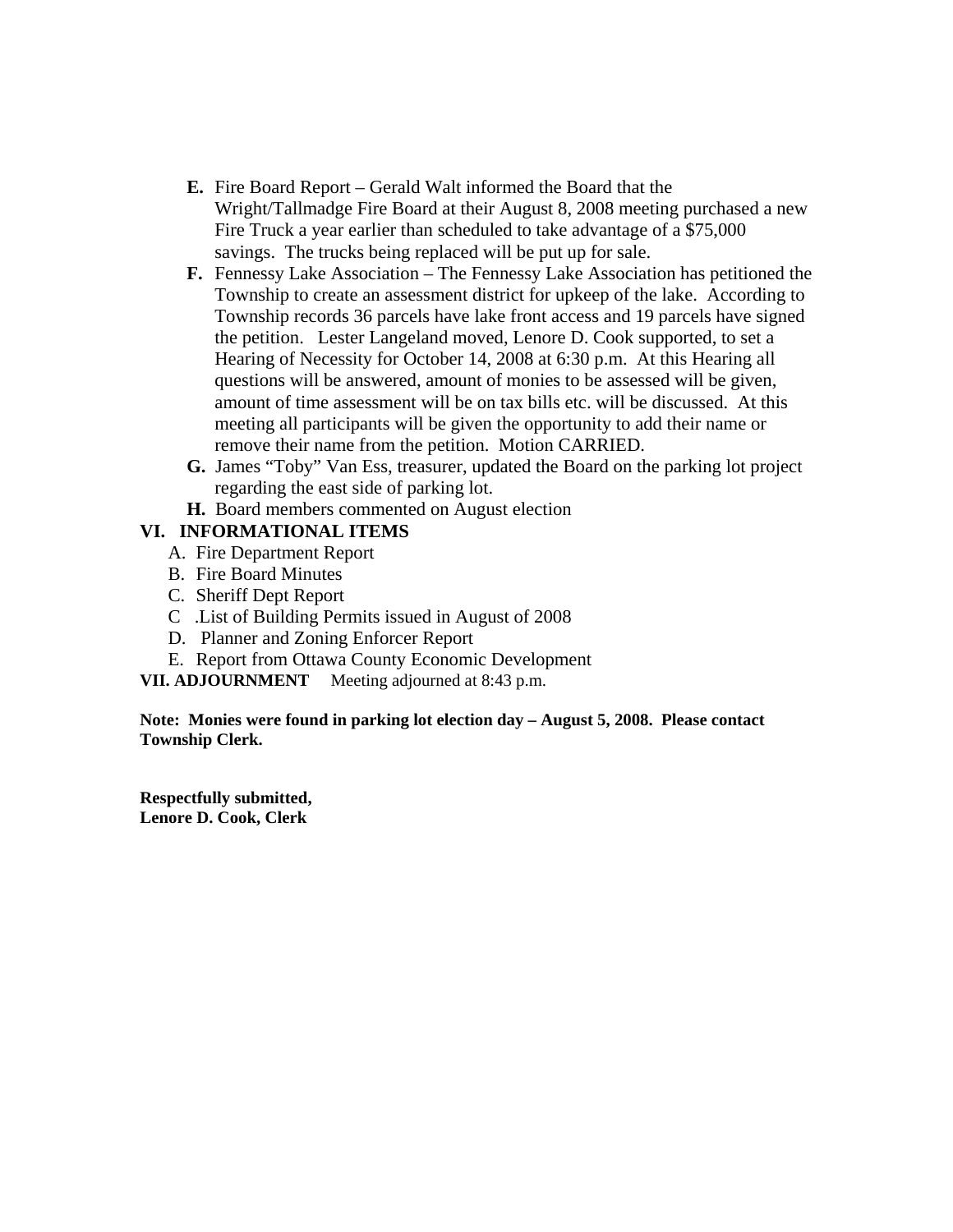**E.** Fire Board Report – Gerald Walt informed the Board that the Wright/Tallmadge Fire Board at their August 8, 2008 meeting purchased a new Fire Truck a year earlier than scheduled to take advantage of a $75,000 savings. The trucks being replaced will be put up for sale.

**F.** Fennessy Lake Association – The Fennessy Lake Association has petitioned the Township to create an assessment district for upkeep of the lake. According to Township records 36 parcels have lake front access and 19 parcels have signed the petition. Lester Langeland moved, Lenore D. Cook supported, to set a Hearing of Necessity for October 14, 2008 at 6:30 p.m. At this Hearing all questions will be answered, amount of monies to be assessed will be given, amount of time assessment will be on tax bills etc. will be discussed. At this meeting all participants will be given the opportunity to add their name or remove their name from the petition. Motion CARRIED.

**G.** James "Toby" Van Ess, treasurer, updated the Board on the parking lot project regarding the east side of parking lot.

**H.** Board members commented on August election

## VI. INFORMATIONAL ITEMS

A. Fire Department Report
B. Fire Board Minutes
C. Sheriff Dept Report
C .List of Building Permits issued in August of 2008
D. Planner and Zoning Enforcer Report
E. Report from Ottawa County Economic Development

**VII. ADJOURNMENT** Meeting adjourned at 8:43 p.m.

**Note: Monies were found in parking lot election day – August 5, 2008. Please contact Township Clerk.**

**Respectfully submitted,**
**Lenore D. Cook, Clerk**